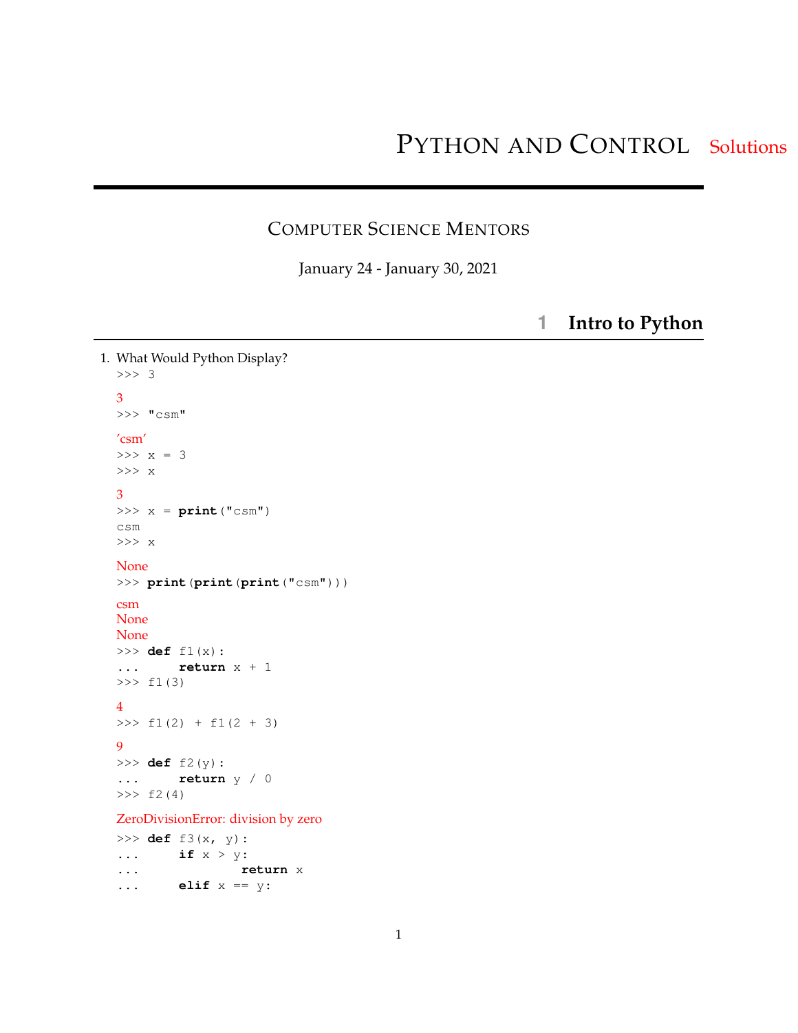# Python and Control Solutions

## Computer Science Mentors

January 24 - January 30, 2021

## 1 Intro to Python

1. What Would Python Display?

```
>>> 3
```

3

```
>>> "csm"
```

'csm'

```
>>> x = 3
>>> x
```

3

```
>>> x = print("csm")
csm
>>> x
```

None

```
>>> print(print(print("csm")))
```

csm
None
None

```
>>> def f1(x):
...     return x + 1
>>> f1(3)
```

4

```
>>> f1(2) + f1(2 + 3)
```

9

```
>>> def f2(y):
...     return y / 0
>>> f2(4)
```

ZeroDivisionError: division by zero

```
>>> def f3(x, y):
...     if x > y:
...             return x
...     elif x == y:
```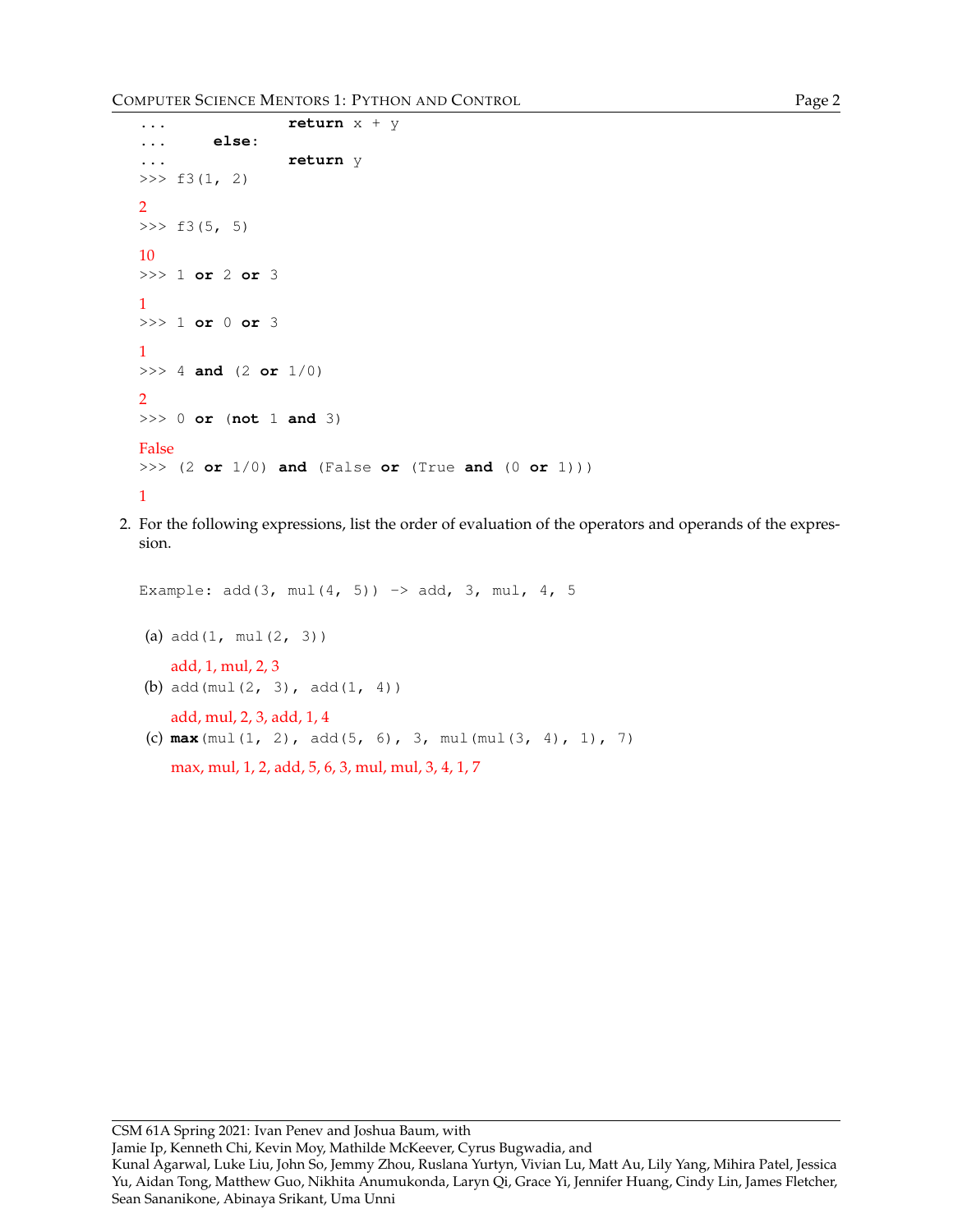```
...             return x + y
...     else:
...             return y
>>> f3(1, 2)
```

2

```
>>> f3(5, 5)
```

10

```
>>> 1 or 2 or 3
```

1

```
>>> 1 or 0 or 3
```

1

```
>>> 4 and (2 or 1/0)
```

2

```
>>> 0 or (not 1 and 3)
```

False

```
>>> (2 or 1/0) and (False or (True and (0 or 1)))
```

1

2. For the following expressions, list the order of evaluation of the operators and operands of the expression.

```
Example: add(3, mul(4, 5)) -> add, 3, mul, 4, 5
```

(a) `add(1, mul(2, 3))`

add, 1, mul, 2, 3

(b) `add(mul(2, 3), add(1, 4))`

add, mul, 2, 3, add, 1, 4

(c) `max(mul(1, 2), add(5, 6), 3, mul(mul(3, 4), 1), 7)`

max, mul, 1, 2, add, 5, 6, 3, mul, mul, 3, 4, 1, 7

CSM 61A Spring 2021: Ivan Penev and Joshua Baum, with
Jamie Ip, Kenneth Chi, Kevin Moy, Mathilde McKeever, Cyrus Bugwadia, and
Kunal Agarwal, Luke Liu, John So, Jemmy Zhou, Ruslana Yurtyn, Vivian Lu, Matt Au, Lily Yang, Mihira Patel, Jessica Yu, Aidan Tong, Matthew Guo, Nikhita Anumukonda, Laryn Qi, Grace Yi, Jennifer Huang, Cindy Lin, James Fletcher, Sean Sananikone, Abinaya Srikant, Uma Unni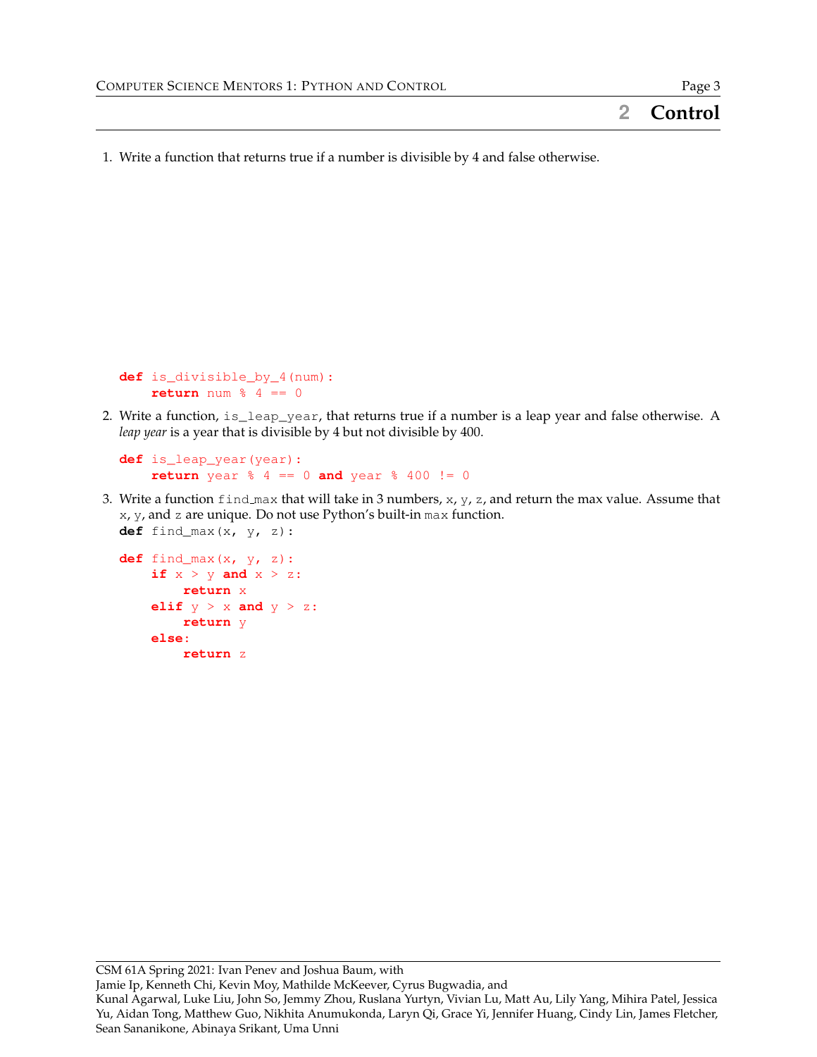## 2 Control

1. Write a function that returns true if a number is divisible by 4 and false otherwise.

```
def is_divisible_by_4(num):
    return num % 4 == 0
```

2. Write a function, `is_leap_year`, that returns true if a number is a leap year and false otherwise. A *leap year* is a year that is divisible by 4 but not divisible by 400.

```
def is_leap_year(year):
    return year % 4 == 0 and year % 400 != 0
```

3. Write a function `find_max` that will take in 3 numbers, `x`, `y`, `z`, and return the max value. Assume that `x`, `y`, and `z` are unique. Do not use Python's built-in `max` function.

```
def find_max(x, y, z):
```

```
def find_max(x, y, z):
    if x > y and x > z:
        return x
    elif y > x and y > z:
        return y
    else:
        return z
```

CSM 61A Spring 2021: Ivan Penev and Joshua Baum, with
Jamie Ip, Kenneth Chi, Kevin Moy, Mathilde McKeever, Cyrus Bugwadia, and
Kunal Agarwal, Luke Liu, John So, Jemmy Zhou, Ruslana Yurtyn, Vivian Lu, Matt Au, Lily Yang, Mihira Patel, Jessica Yu, Aidan Tong, Matthew Guo, Nikhita Anumukonda, Laryn Qi, Grace Yi, Jennifer Huang, Cindy Lin, James Fletcher, Sean Sananikone, Abinaya Srikant, Uma Unni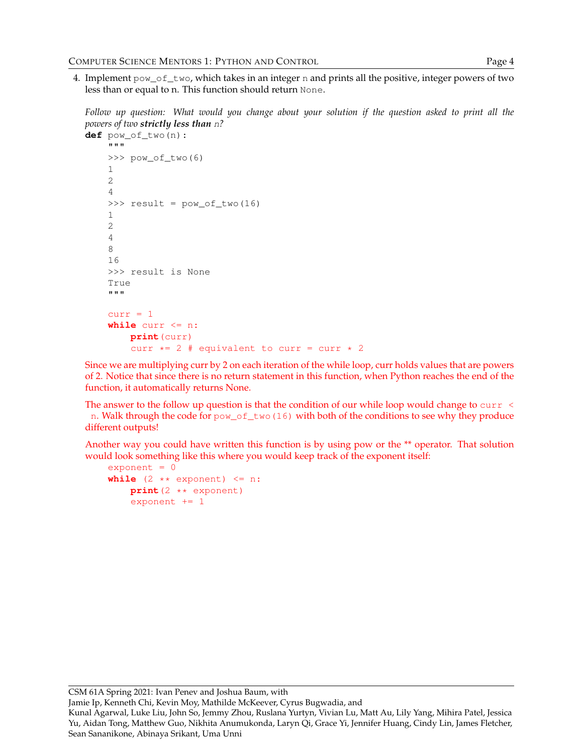4. Implement `pow_of_two`, which takes in an integer `n` and prints all the positive, integer powers of two less than or equal to n. This function should return `None`.

   *Follow up question: What would you change about your solution if the question asked to print all the powers of two **strictly less than** `n`?*

```python
def pow_of_two(n):
    """
    >>> pow_of_two(6)
    1
    2
    4
    >>> result = pow_of_two(16)
    1
    2
    4
    8
    16
    >>> result is None
    True
    """

    curr = 1
    while curr <= n:
        print(curr)
        curr *= 2 # equivalent to curr = curr * 2
```

   Since we are multiplying curr by 2 on each iteration of the while loop, curr holds values that are powers of 2. Notice that since there is no return statement in this function, when Python reaches the end of the function, it automatically returns None.

   The answer to the follow up question is that the condition of our while loop would change to `curr < n`. Walk through the code for `pow_of_two(16)` with both of the conditions to see why they produce different outputs!

   Another way you could have written this function is by using pow or the ** operator. That solution would look something like this where you would keep track of the exponent itself:

```python
    exponent = 0
    while (2 ** exponent) <= n:
        print(2 ** exponent)
        exponent += 1
```

CSM 61A Spring 2021: Ivan Penev and Joshua Baum, with
Jamie Ip, Kenneth Chi, Kevin Moy, Mathilde McKeever, Cyrus Bugwadia, and
Kunal Agarwal, Luke Liu, John So, Jemmy Zhou, Ruslana Yurtyn, Vivian Lu, Matt Au, Lily Yang, Mihira Patel, Jessica Yu, Aidan Tong, Matthew Guo, Nikhita Anumukonda, Laryn Qi, Grace Yi, Jennifer Huang, Cindy Lin, James Fletcher, Sean Sananikone, Abinaya Srikant, Uma Unni